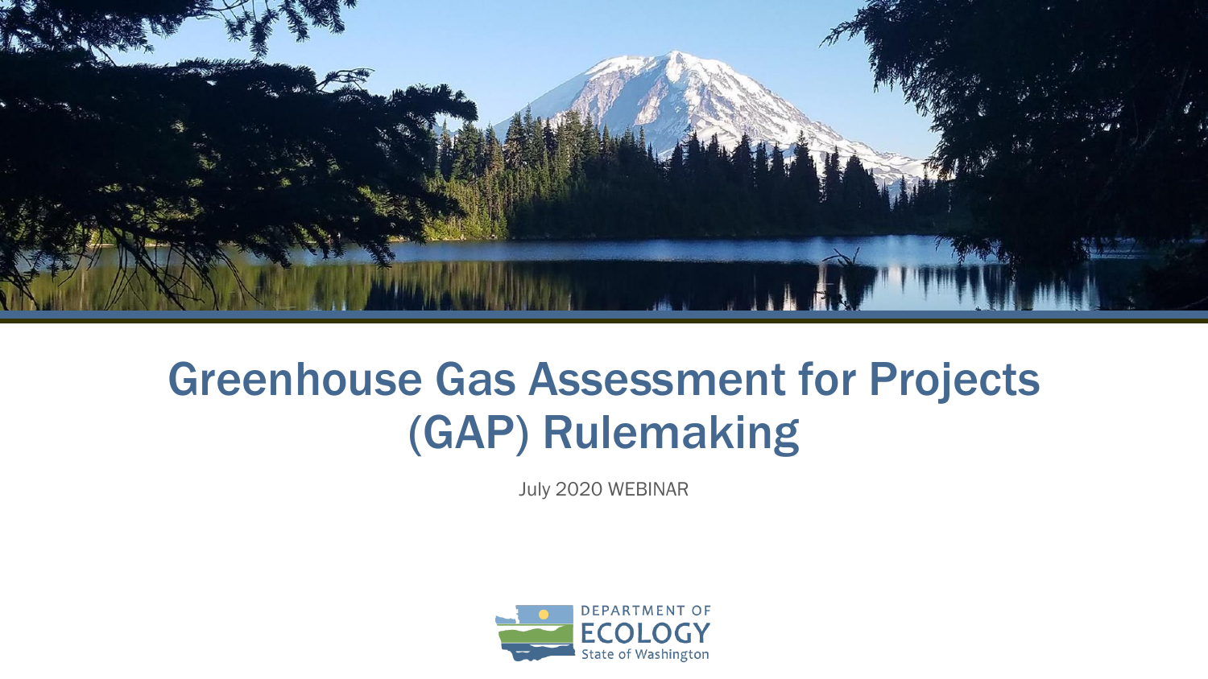# Greenhouse Gas Assessment for Projects (GAP) Rulemaking

July 2020 WEBINAR

DEPARTMENT OF ECOLOGY
State of Washington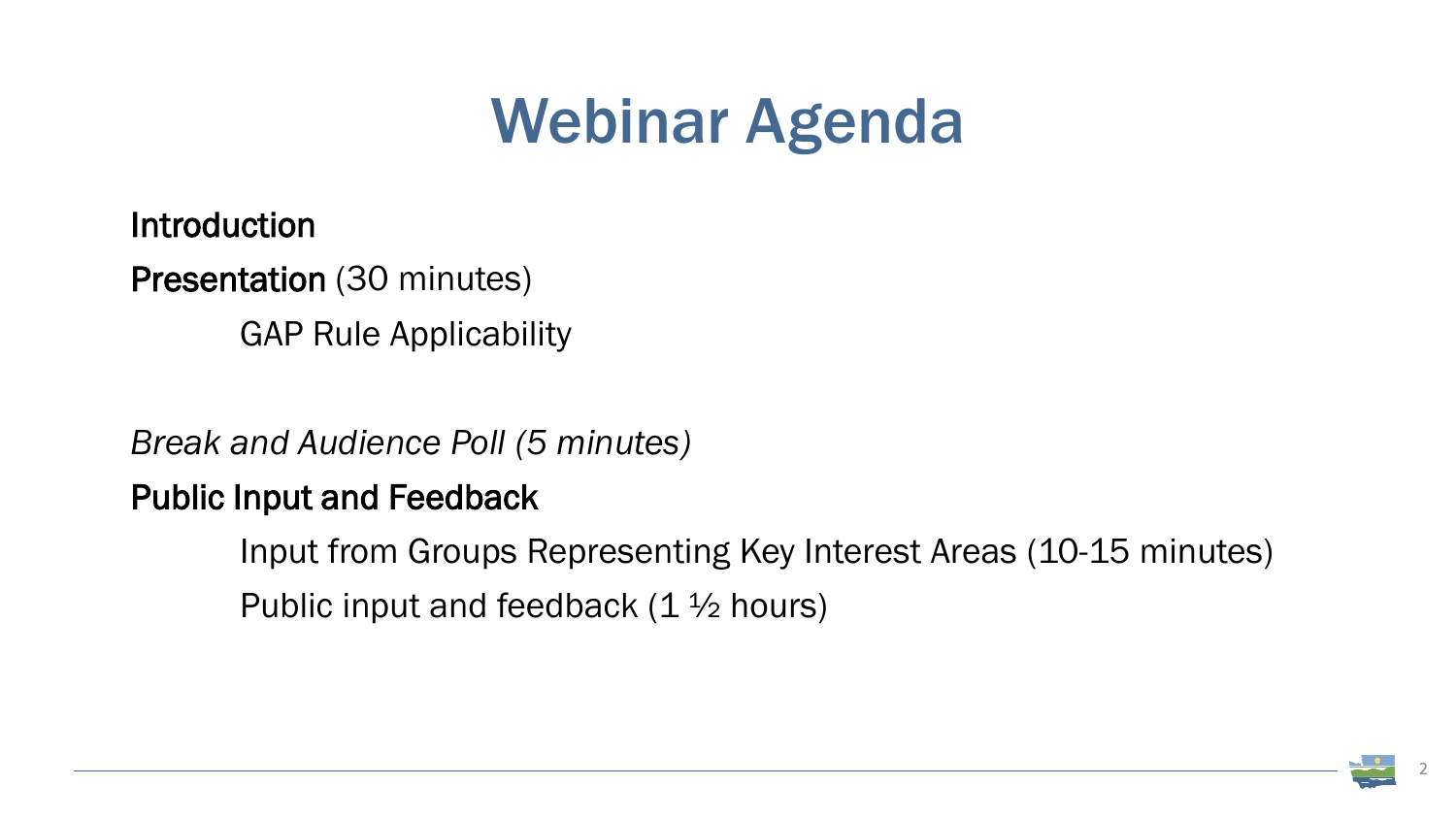# Webinar Agenda

**Introduction**

**Presentation** (30 minutes)

GAP Rule Applicability

*Break and Audience Poll (5 minutes)*

**Public Input and Feedback**

Input from Groups Representing Key Interest Areas (10-15 minutes)

Public input and feedback (1 ½ hours)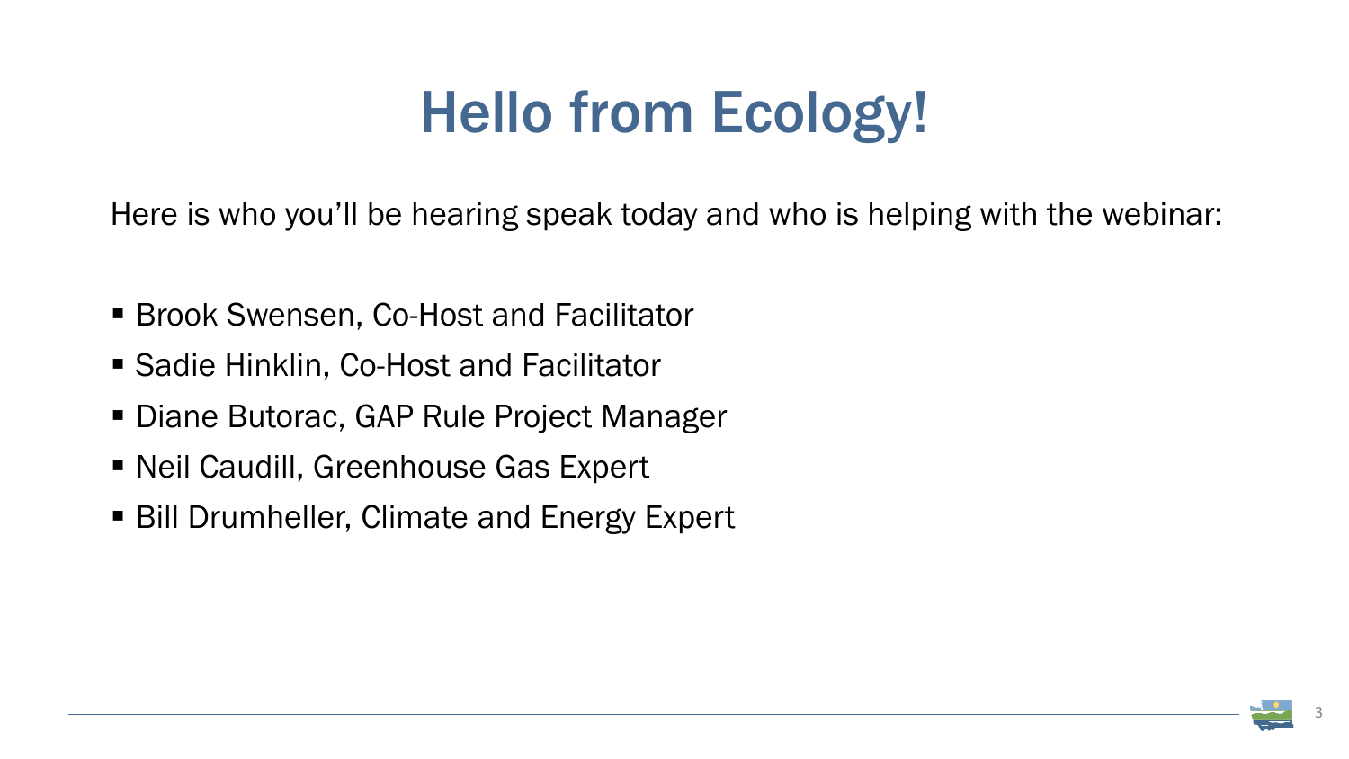# Hello from Ecology!

Here is who you'll be hearing speak today and who is helping with the webinar:

- Brook Swensen, Co-Host and Facilitator
- Sadie Hinklin, Co-Host and Facilitator
- Diane Butorac, GAP Rule Project Manager
- Neil Caudill, Greenhouse Gas Expert
- Bill Drumheller, Climate and Energy Expert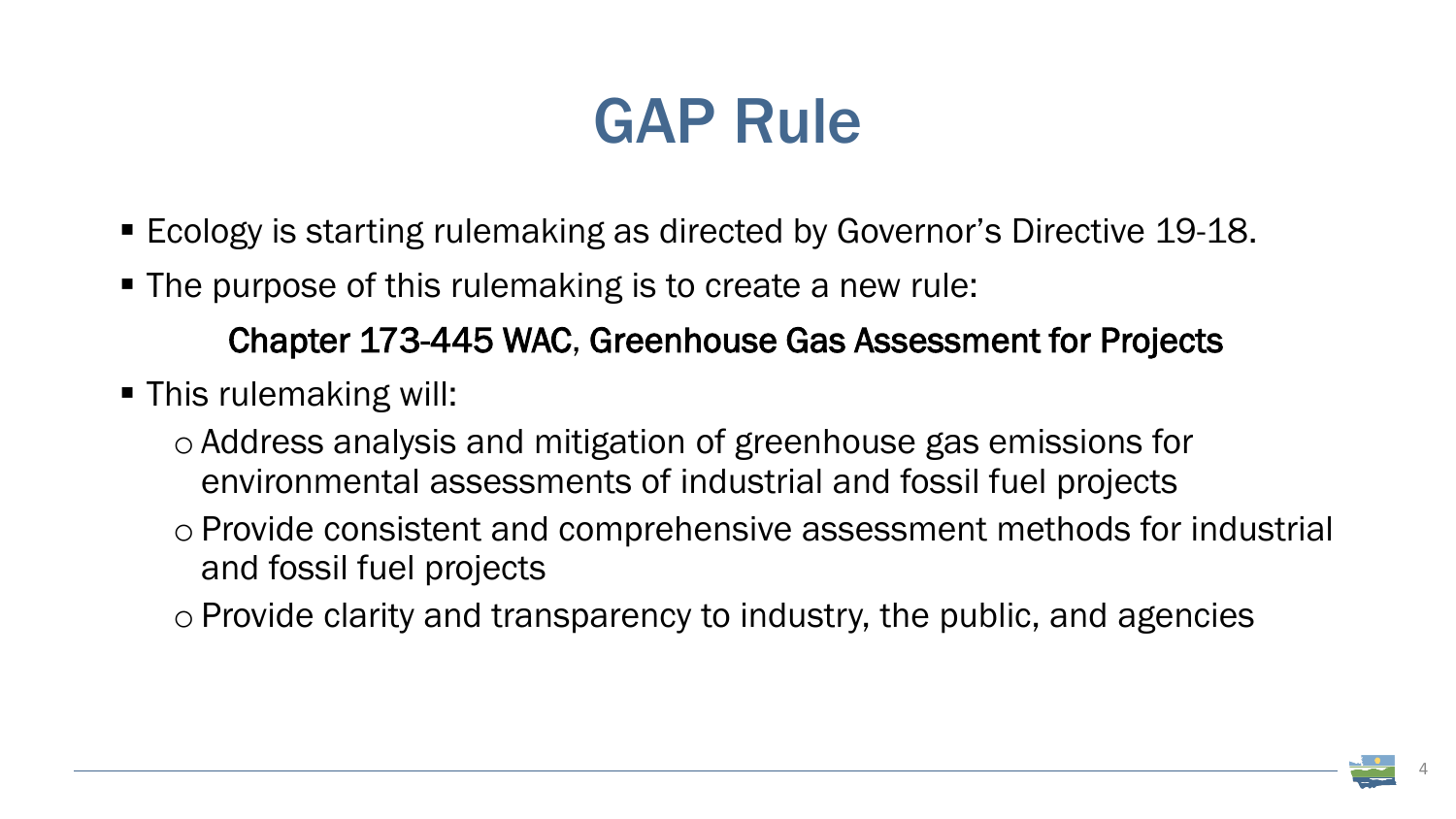# GAP Rule

- Ecology is starting rulemaking as directed by Governor's Directive 19-18.
- The purpose of this rulemaking is to create a new rule:

  **Chapter 173-445 WAC, Greenhouse Gas Assessment for Projects**

- This rulemaking will:
  - Address analysis and mitigation of greenhouse gas emissions for environmental assessments of industrial and fossil fuel projects
  - Provide consistent and comprehensive assessment methods for industrial and fossil fuel projects
  - Provide clarity and transparency to industry, the public, and agencies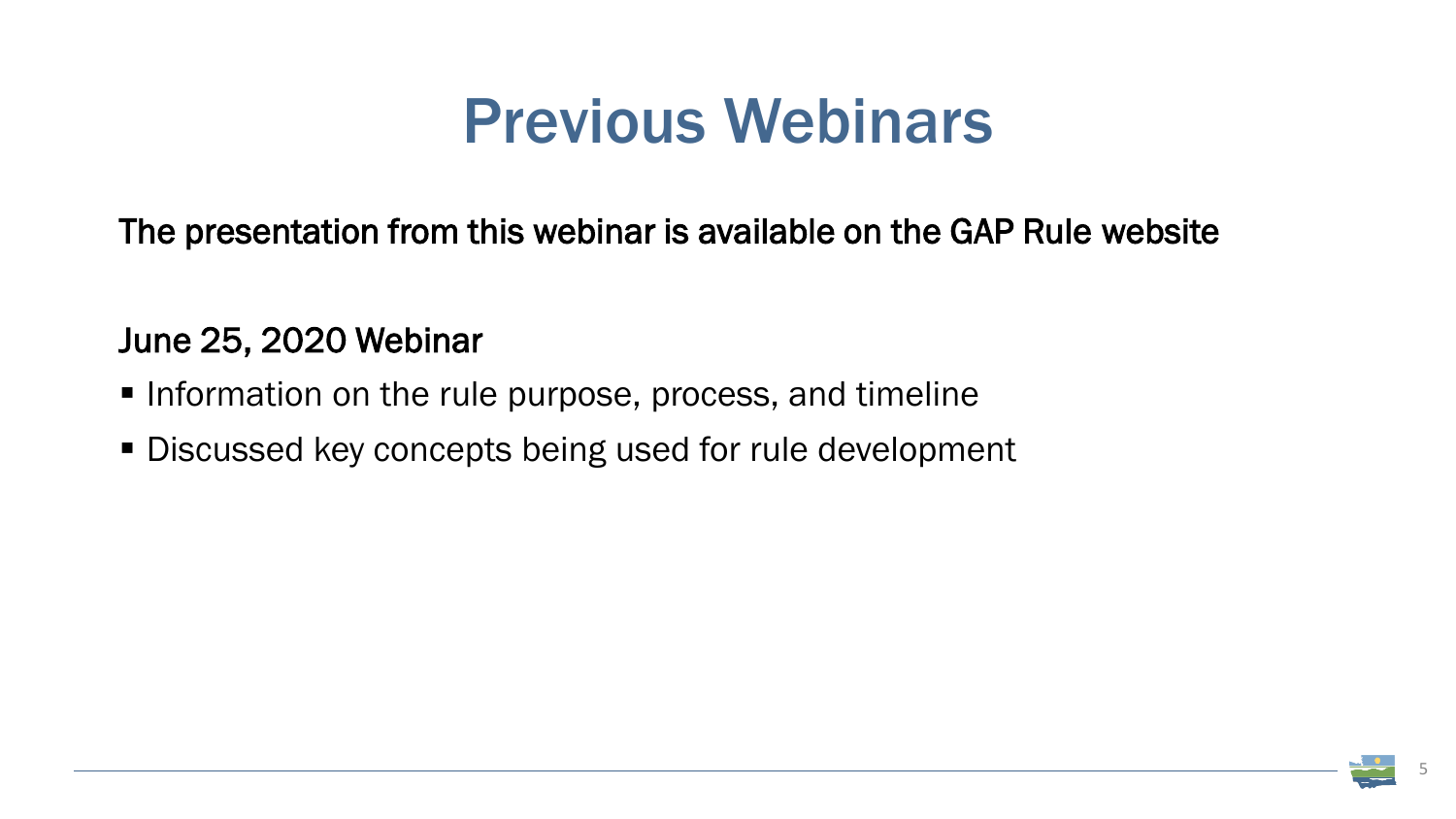# Previous Webinars

The presentation from this webinar is available on the GAP Rule website

June 25, 2020 Webinar

- Information on the rule purpose, process, and timeline
- Discussed key concepts being used for rule development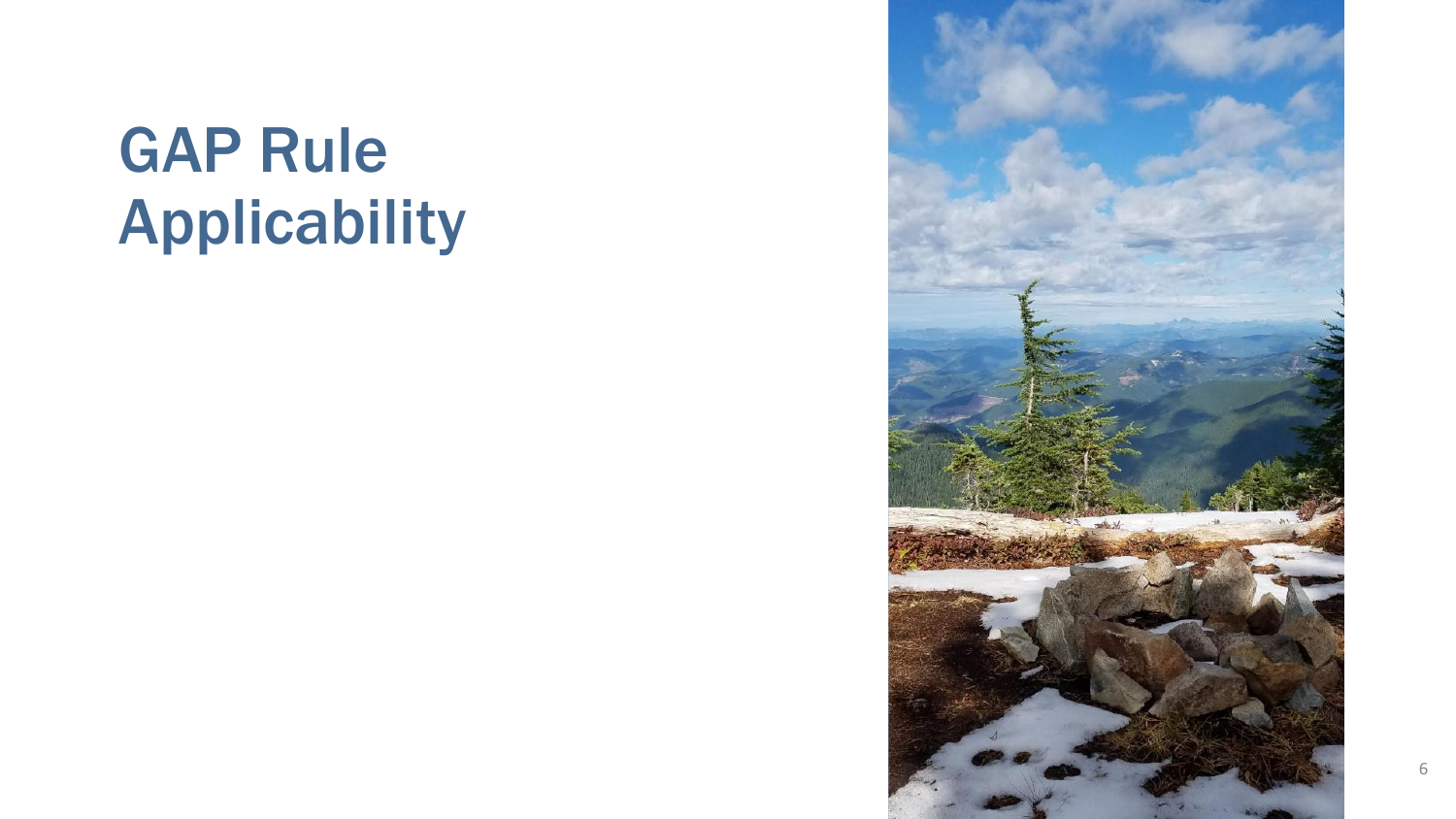# GAP Rule Applicability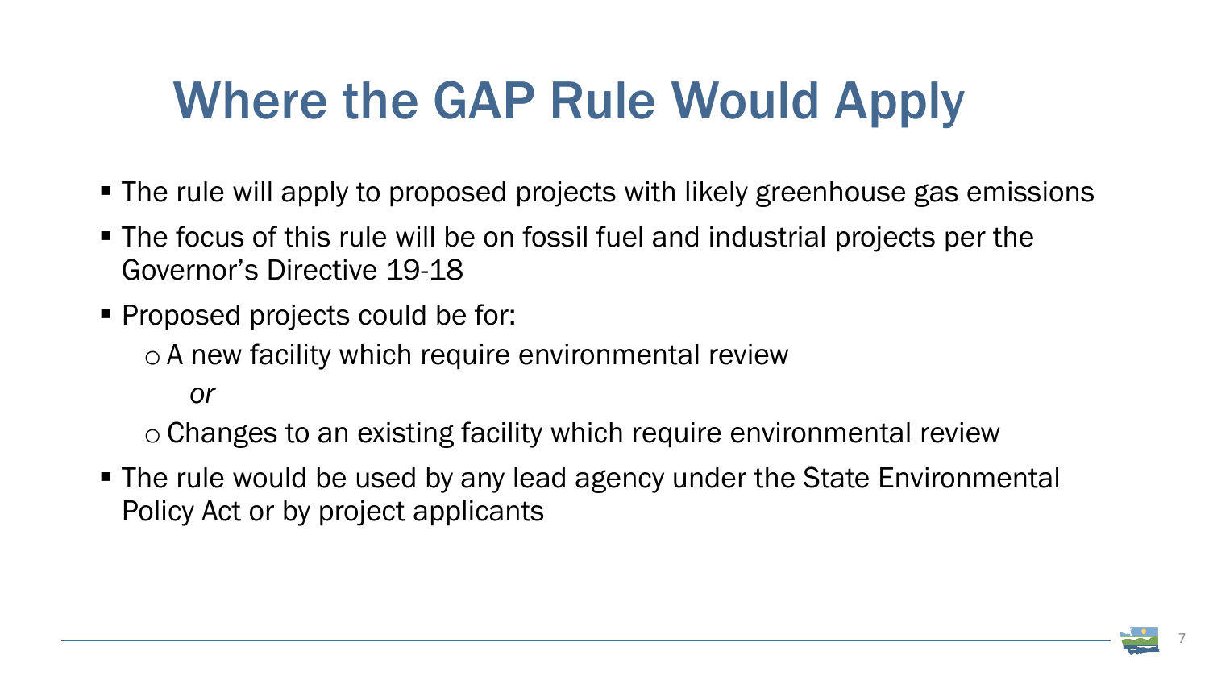# Where the GAP Rule Would Apply

- The rule will apply to proposed projects with likely greenhouse gas emissions
- The focus of this rule will be on fossil fuel and industrial projects per the Governor's Directive 19-18
- Proposed projects could be for:
  - A new facility which require environmental review

    *or*
  - Changes to an existing facility which require environmental review
- The rule would be used by any lead agency under the State Environmental Policy Act or by project applicants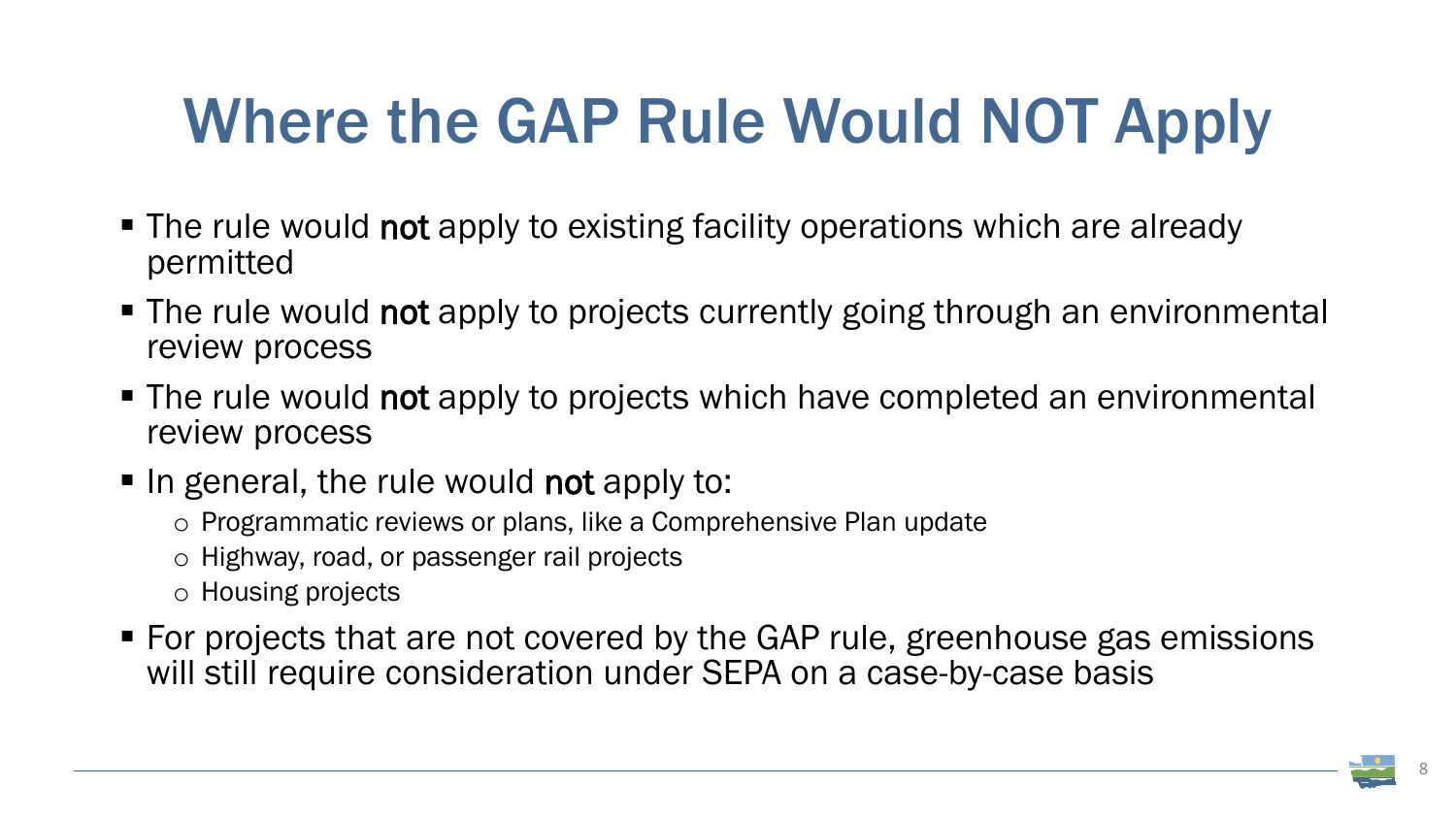# Where the GAP Rule Would NOT Apply

- The rule would **not** apply to existing facility operations which are already permitted
- The rule would **not** apply to projects currently going through an environmental review process
- The rule would **not** apply to projects which have completed an environmental review process
- In general, the rule would **not** apply to:
  - Programmatic reviews or plans, like a Comprehensive Plan update
  - Highway, road, or passenger rail projects
  - Housing projects
- For projects that are not covered by the GAP rule, greenhouse gas emissions will still require consideration under SEPA on a case-by-case basis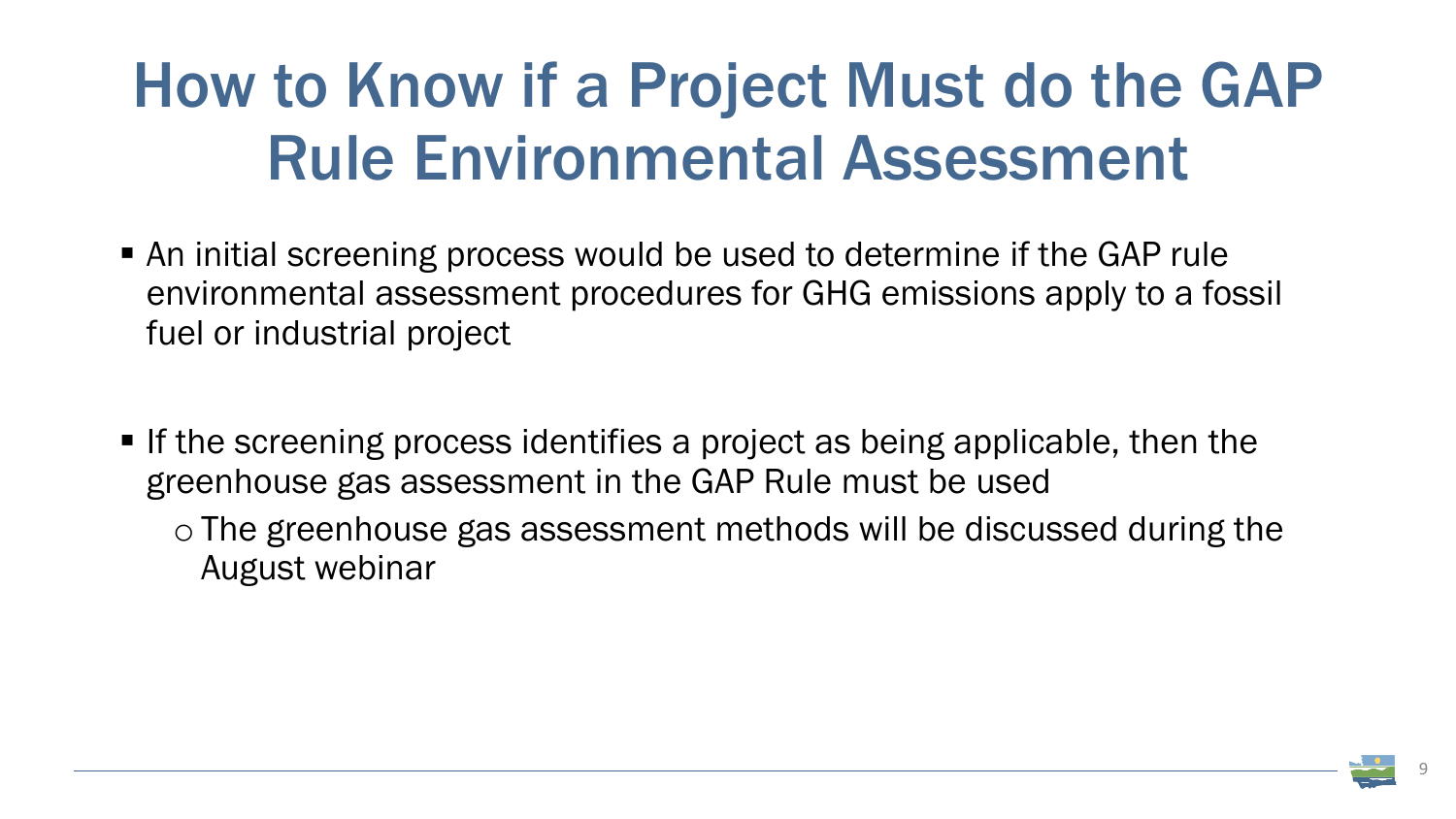# How to Know if a Project Must do the GAP Rule Environmental Assessment

- An initial screening process would be used to determine if the GAP rule environmental assessment procedures for GHG emissions apply to a fossil fuel or industrial project

- If the screening process identifies a project as being applicable, then the greenhouse gas assessment in the GAP Rule must be used
  - The greenhouse gas assessment methods will be discussed during the August webinar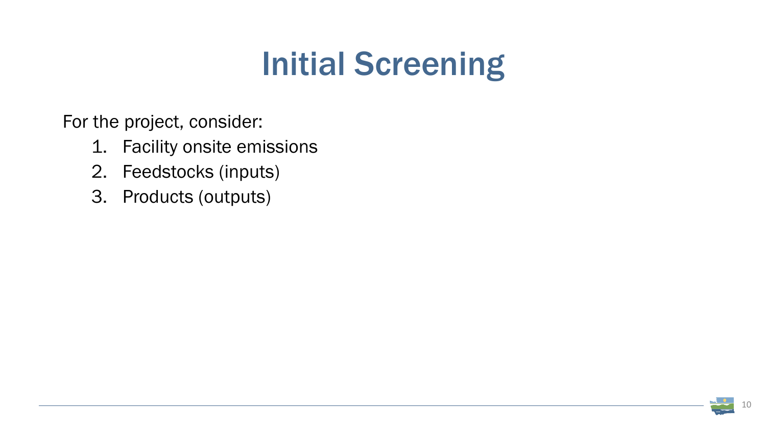# Initial Screening

For the project, consider:

1. Facility onsite emissions
2. Feedstocks (inputs)
3. Products (outputs)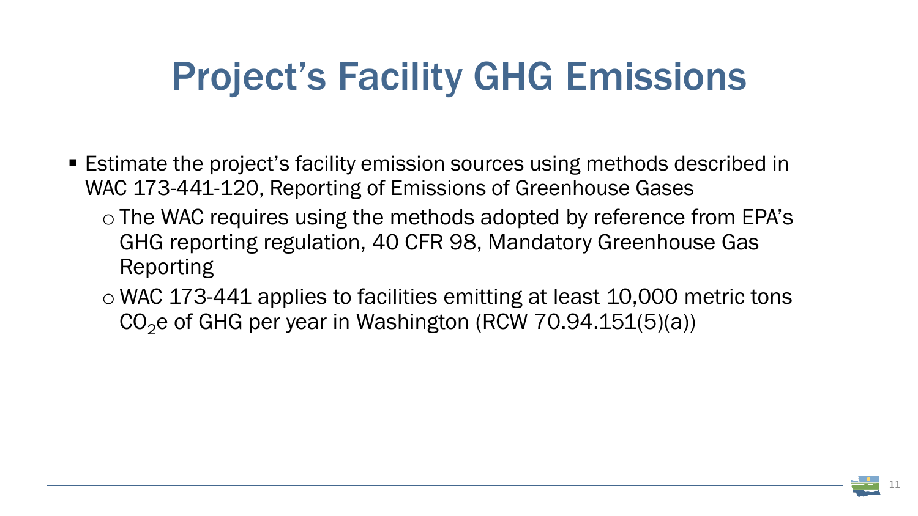# Project's Facility GHG Emissions

- Estimate the project's facility emission sources using methods described in WAC 173-441-120, Reporting of Emissions of Greenhouse Gases
  - The WAC requires using the methods adopted by reference from EPA's GHG reporting regulation, 40 CFR 98, Mandatory Greenhouse Gas Reporting
  - WAC 173-441 applies to facilities emitting at least 10,000 metric tons $CO_2$e of GHG per year in Washington (RCW 70.94.151(5)(a))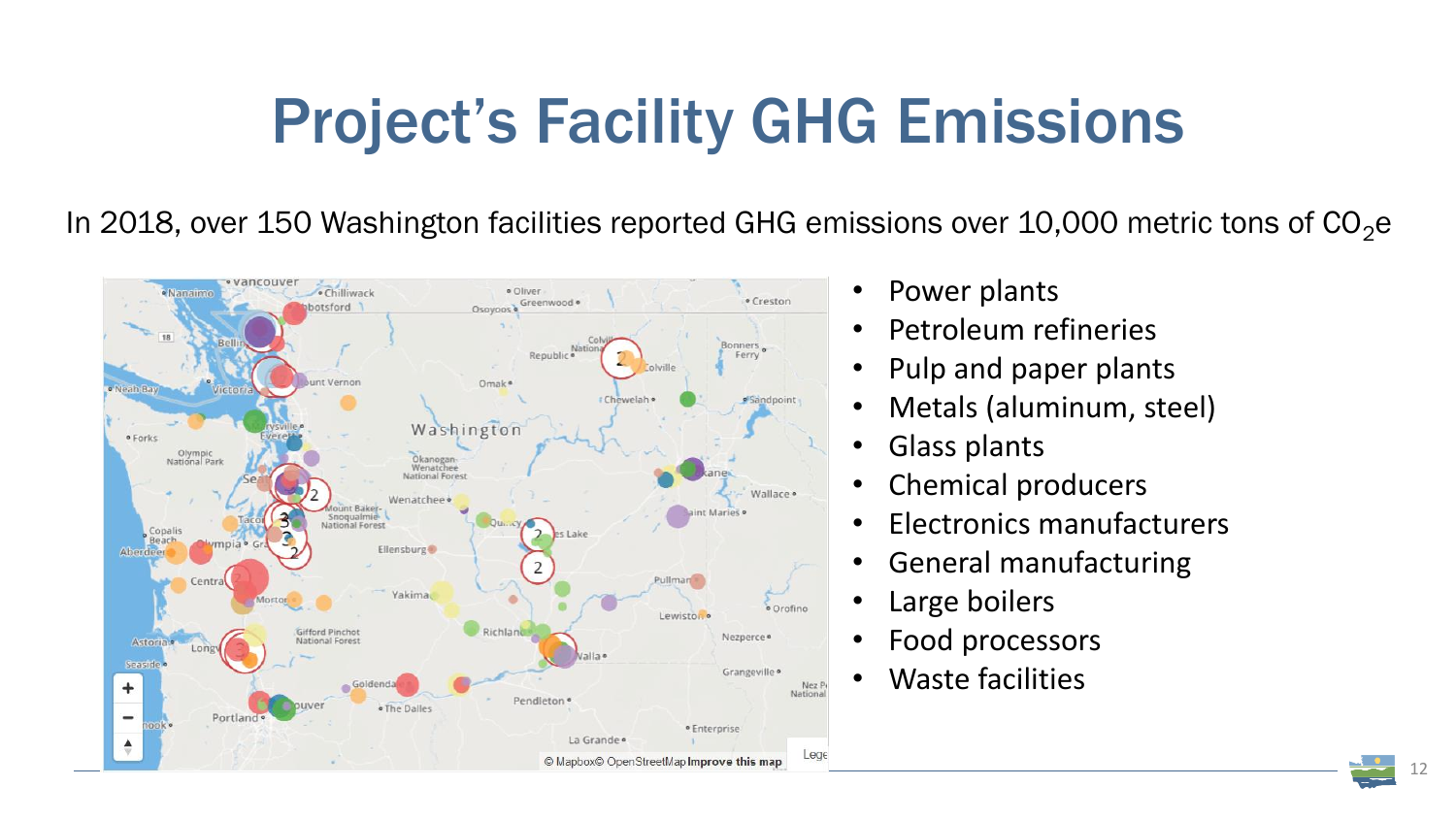# Project's Facility GHG Emissions

In 2018, over 150 Washington facilities reported GHG emissions over 10,000 metric tons of $CO_2e$

- Power plants
- Petroleum refineries
- Pulp and paper plants
- Metals (aluminum, steel)
- Glass plants
- Chemical producers
- Electronics manufacturers
- General manufacturing
- Large boilers
- Food processors
- Waste facilities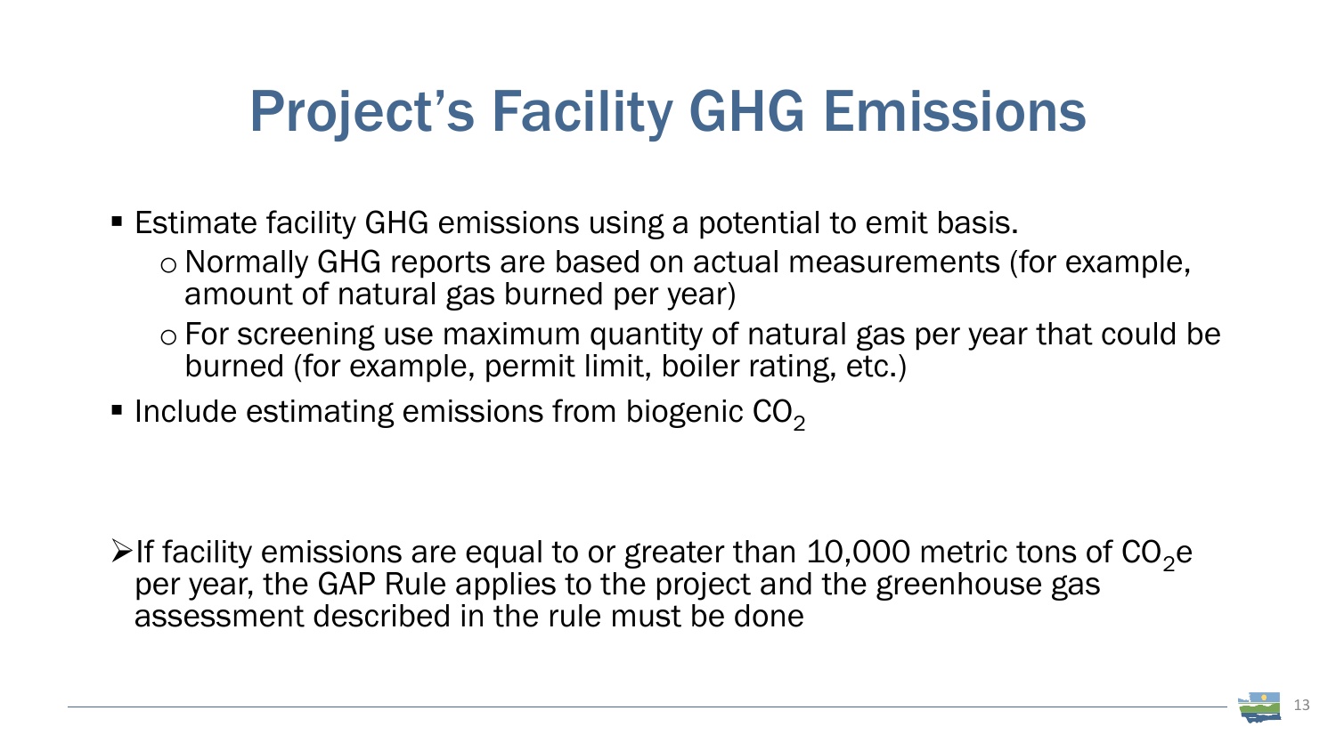# Project's Facility GHG Emissions

- Estimate facility GHG emissions using a potential to emit basis.
  - Normally GHG reports are based on actual measurements (for example, amount of natural gas burned per year)
  - For screening use maximum quantity of natural gas per year that could be burned (for example, permit limit, boiler rating, etc.)
- Include estimating emissions from biogenic $CO_2$

- If facility emissions are equal to or greater than 10,000 metric tons of $CO_2e$ per year, the GAP Rule applies to the project and the greenhouse gas assessment described in the rule must be done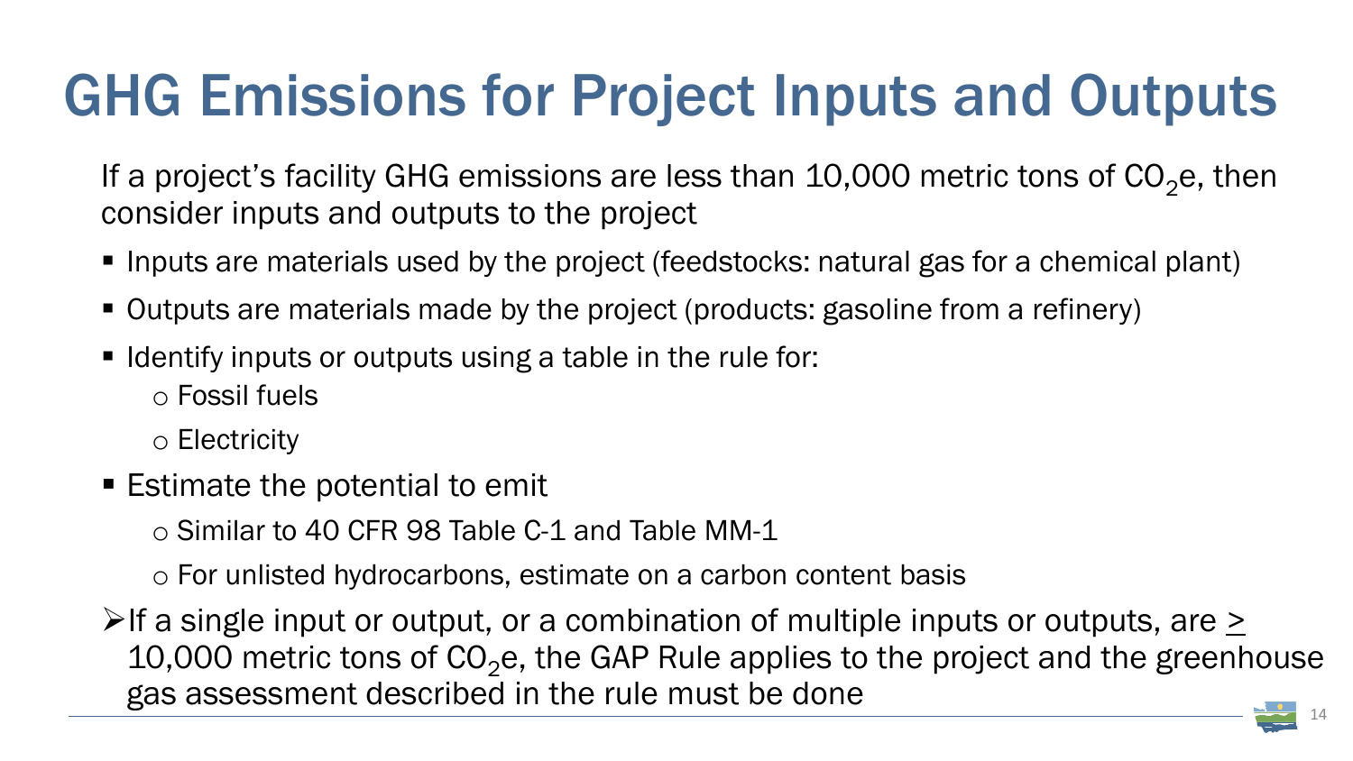# GHG Emissions for Project Inputs and Outputs

If a project's facility GHG emissions are less than 10,000 metric tons of $CO_2e$, then consider inputs and outputs to the project

- Inputs are materials used by the project (feedstocks: natural gas for a chemical plant)
- Outputs are materials made by the project (products: gasoline from a refinery)
- Identify inputs or outputs using a table in the rule for:
  - Fossil fuels
  - Electricity
- Estimate the potential to emit
  - Similar to 40 CFR 98 Table C-1 and Table MM-1
  - For unlisted hydrocarbons, estimate on a carbon content basis

➢ If a single input or output, or a combination of multiple inputs or outputs, are $\geq$ 10,000 metric tons of $CO_2e$, the GAP Rule applies to the project and the greenhouse gas assessment described in the rule must be done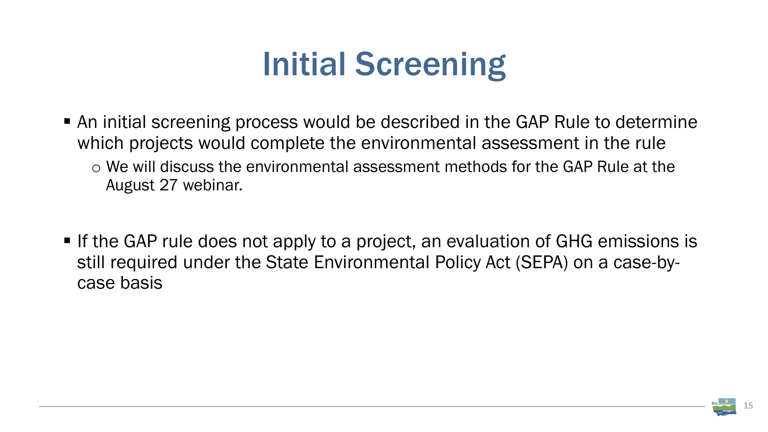# Initial Screening

- An initial screening process would be described in the GAP Rule to determine which projects would complete the environmental assessment in the rule
  - We will discuss the environmental assessment methods for the GAP Rule at the August 27 webinar.

- If the GAP rule does not apply to a project, an evaluation of GHG emissions is still required under the State Environmental Policy Act (SEPA) on a case-by-case basis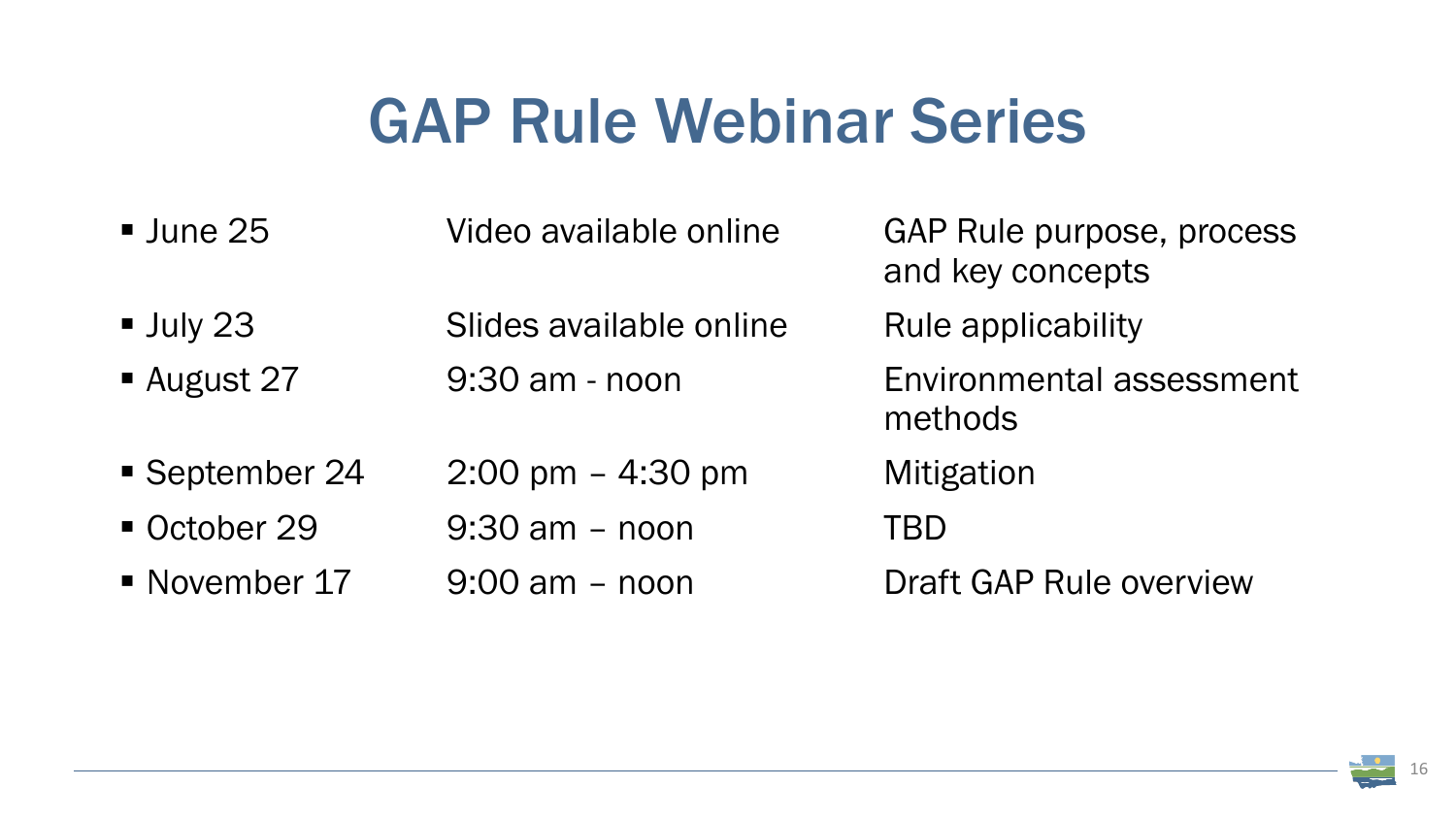# GAP Rule Webinar Series

- June 25 — Video available online — GAP Rule purpose, process and key concepts
- July 23 — Slides available online — Rule applicability
- August 27 — 9:30 am - noon — Environmental assessment methods
- September 24 — 2:00 pm – 4:30 pm — Mitigation
- October 29 — 9:30 am – noon — TBD
- November 17 — 9:00 am – noon — Draft GAP Rule overview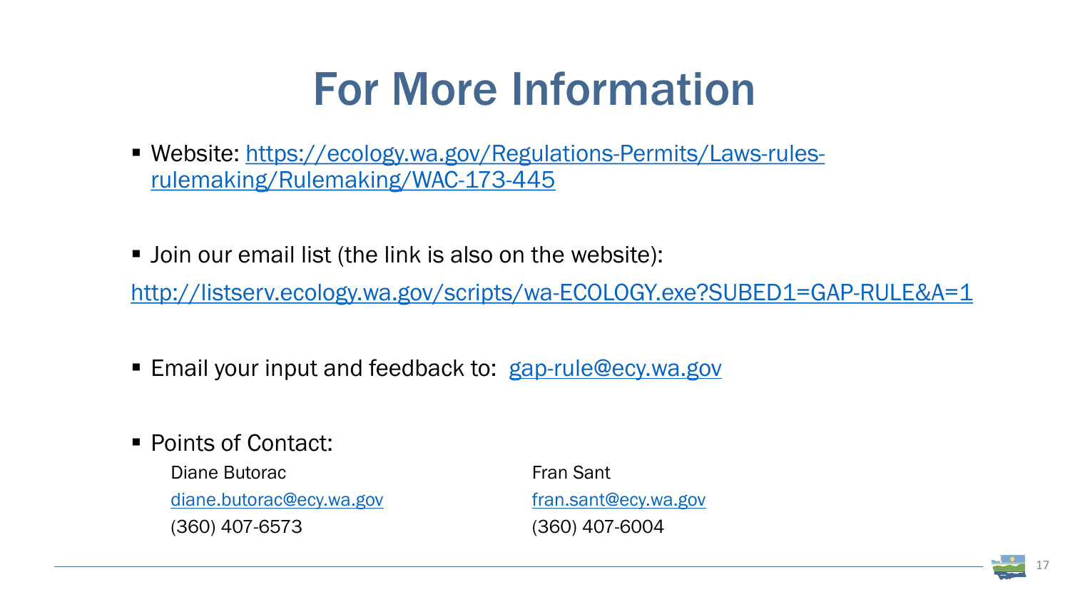# For More Information

- Website: https://ecology.wa.gov/Regulations-Permits/Laws-rules-rulemaking/Rulemaking/WAC-173-445

- Join our email list (the link is also on the website):

http://listserv.ecology.wa.gov/scripts/wa-ECOLOGY.exe?SUBED1=GAP-RULE&A=1

- Email your input and feedback to: gap-rule@ecy.wa.gov

- Points of Contact:

  Diane Butorac
  diane.butorac@ecy.wa.gov
  (360) 407-6573

  Fran Sant
  fran.sant@ecy.wa.gov
  (360) 407-6004